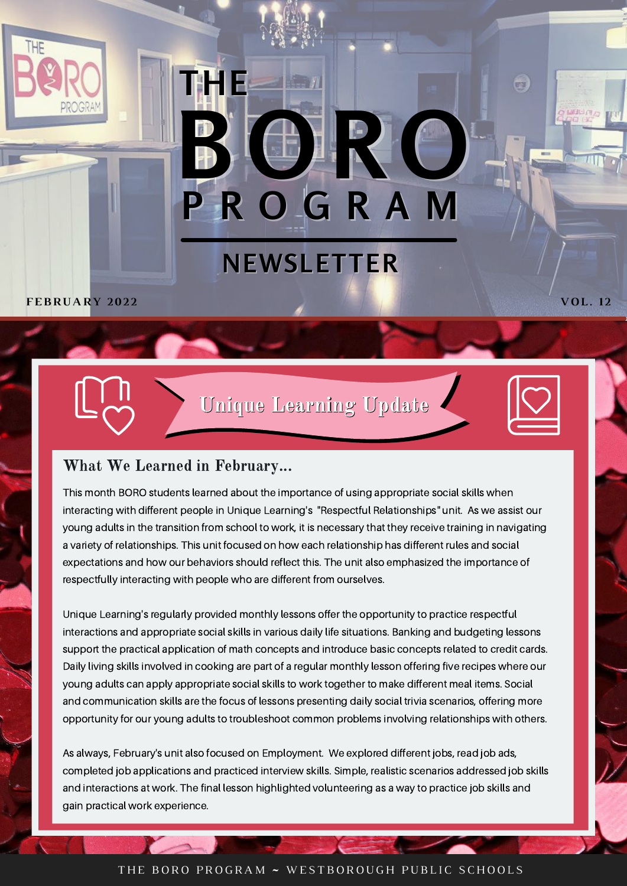# THE BORO PROGRAM NEWSLETTER

**FEBRUARY 2022** **VOL. 12**

## Unique Learning Update

### What We Learned in February...

This month BORO students learned about the importance of using appropriate social skills when interacting with different people in Unique Learning's "Respectful Relationships" unit. As we assist our young adults in the transition from school to work, it is necessary that they receive training in navigating a variety of relationships. This unit focused on how each relationship has different rules and social expectations and how our behaviors should reflect this. The unit also emphasized the importance of respectfully interacting with people who are different from ourselves.

Unique Learning's regularly provided monthly lessons offer the opportunity to practice respectful interactions and appropriate social skills in various daily life situations. Banking and budgeting lessons support the practical application of math concepts and introduce basic concepts related to credit cards. Daily living skills involved in cooking are part of a regular monthly lesson offering five recipes where our young adults can apply appropriate social skills to work together to make different meal items. Social and communication skills are the focus of lessons presenting daily social trivia scenarios, offering more opportunity for our young adults to troubleshoot common problems involving relationships with others.

As always, February's unit also focused on Employment. We explored different jobs, read job ads, completed job applications and practiced interview skills. Simple, realistic scenarios addressed job skills and interactions at work. The final lesson highlighted volunteering as a way to practice job skills and gain practical work experience.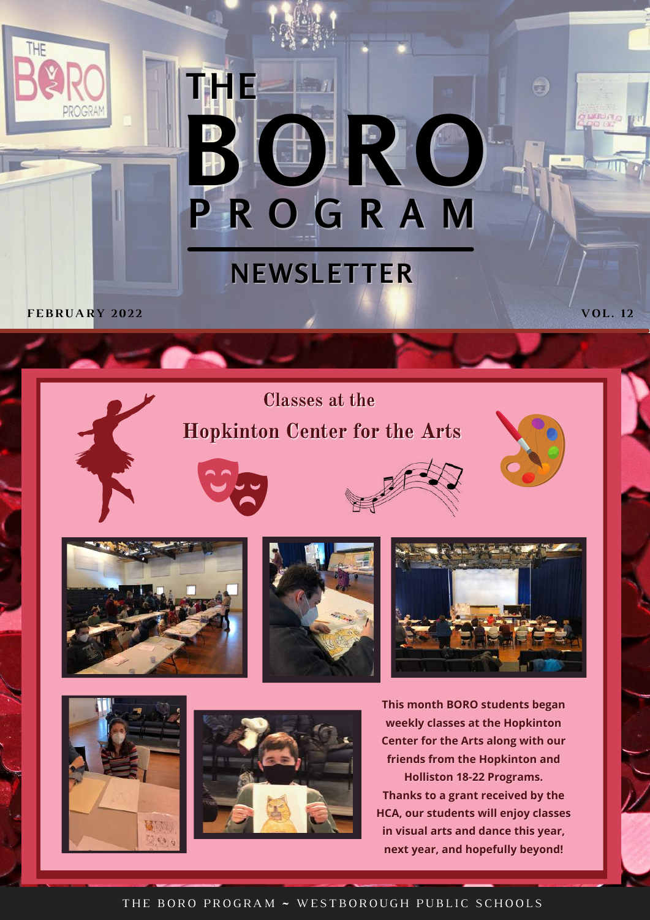# THE BORO PROGRAM

## NEWSLETTER

**FEBRUARY 2022** **VOL. 12**

## Classes at the Hopkinton Center for the Arts

**This month BORO students began weekly classes at the Hopkinton Center for the Arts along with our friends from the Hopkinton and Holliston 18-22 Programs. Thanks to a grant received by the HCA, our students will enjoy classes in visual arts and dance this year, next year, and hopefully beyond!**

THE BORO PROGRAM ~ WESTBOROUGH PUBLIC SCHOOLS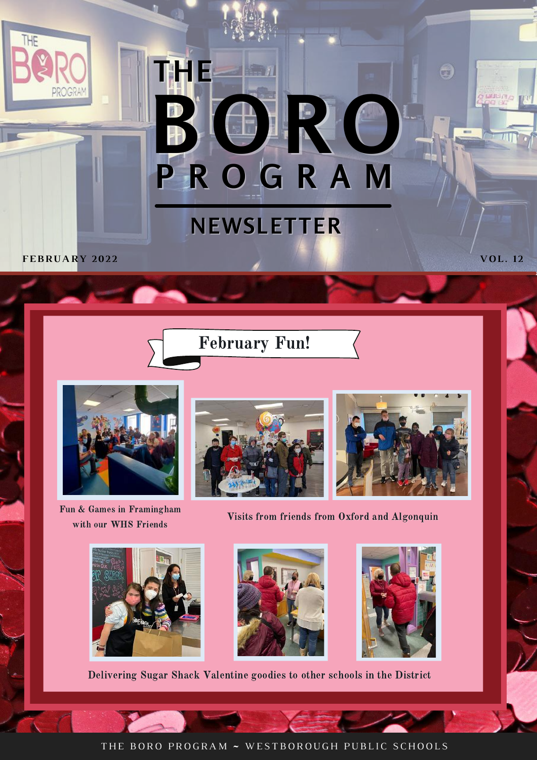# THE BORO PROGRAM

## NEWSLETTER

**FEBRUARY 2022** **VOL. 12**

### February Fun!

Fun & Games in Framingham with our WHS Friends

Visits from friends from Oxford and Algonquin

Delivering Sugar Shack Valentine goodies to other schools in the District

THE BORO PROGRAM ~ WESTBOROUGH PUBLIC SCHOOLS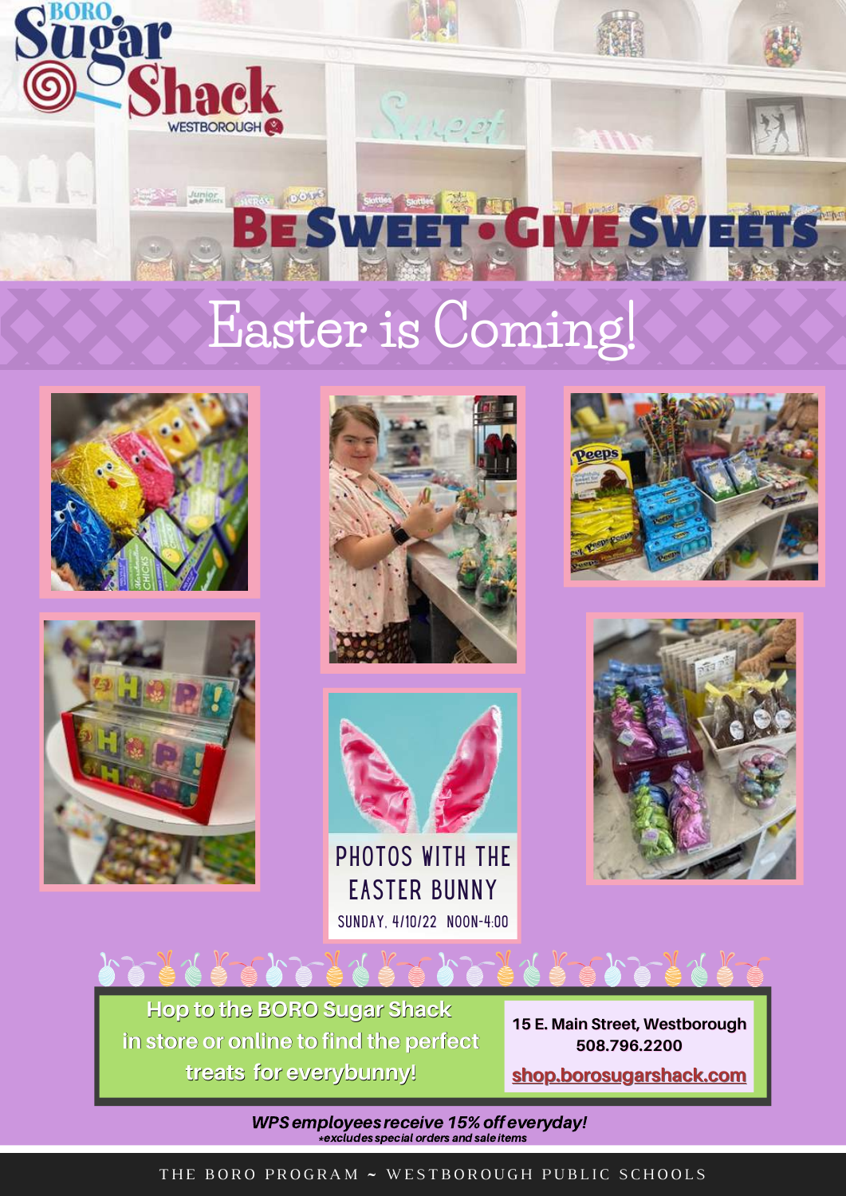# BORO Sugar Shack

WESTBOROUGH

## BE SWEET • GIVE SWEETS

## Easter is Coming!

PHOTOS WITH THE EASTER BUNNY

SUNDAY, 4/10/22 NOON-4:00

Hop to the BORO Sugar Shack in store or online to find the perfect treats for everybunny!

15 E. Main Street, Westborough
508.796.2200
shop.borosugarshack.com

***WPS employees receive 15% off everyday!***
**excludes special orders and sale items*

THE BORO PROGRAM ~ WESTBOROUGH PUBLIC SCHOOLS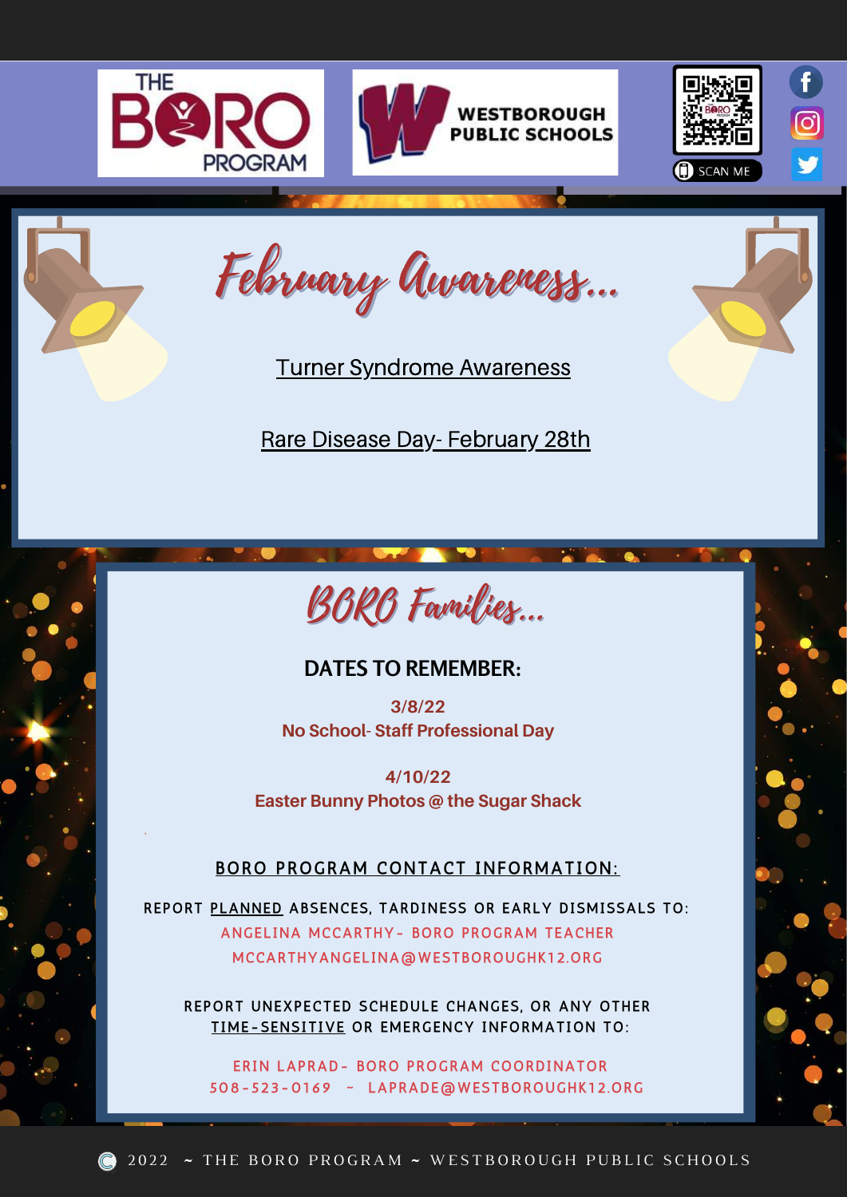THE BORO PROGRAM

WESTBOROUGH PUBLIC SCHOOLS

SCAN ME

# February Awareness...

Turner Syndrome Awareness

Rare Disease Day- February 28th

# BORO Families...

## DATES TO REMEMBER:

**3/8/22**
**No School- Staff Professional Day**

**4/10/22**
**Easter Bunny Photos @ the Sugar Shack**

## BORO PROGRAM CONTACT INFORMATION:

REPORT PLANNED ABSENCES, TARDINESS OR EARLY DISMISSALS TO:
ANGELINA MCCARTHY- BORO PROGRAM TEACHER
MCCARTHYANGELINA@WESTBOROUGHK12.ORG

REPORT UNEXPECTED SCHEDULE CHANGES, OR ANY OTHER TIME-SENSITIVE OR EMERGENCY INFORMATION TO:

ERIN LAPRAD- BORO PROGRAM COORDINATOR
508-523-0169 ~ LAPRADE@WESTBOROUGHK12.ORG

© 2022 ~ THE BORO PROGRAM ~ WESTBOROUGH PUBLIC SCHOOLS